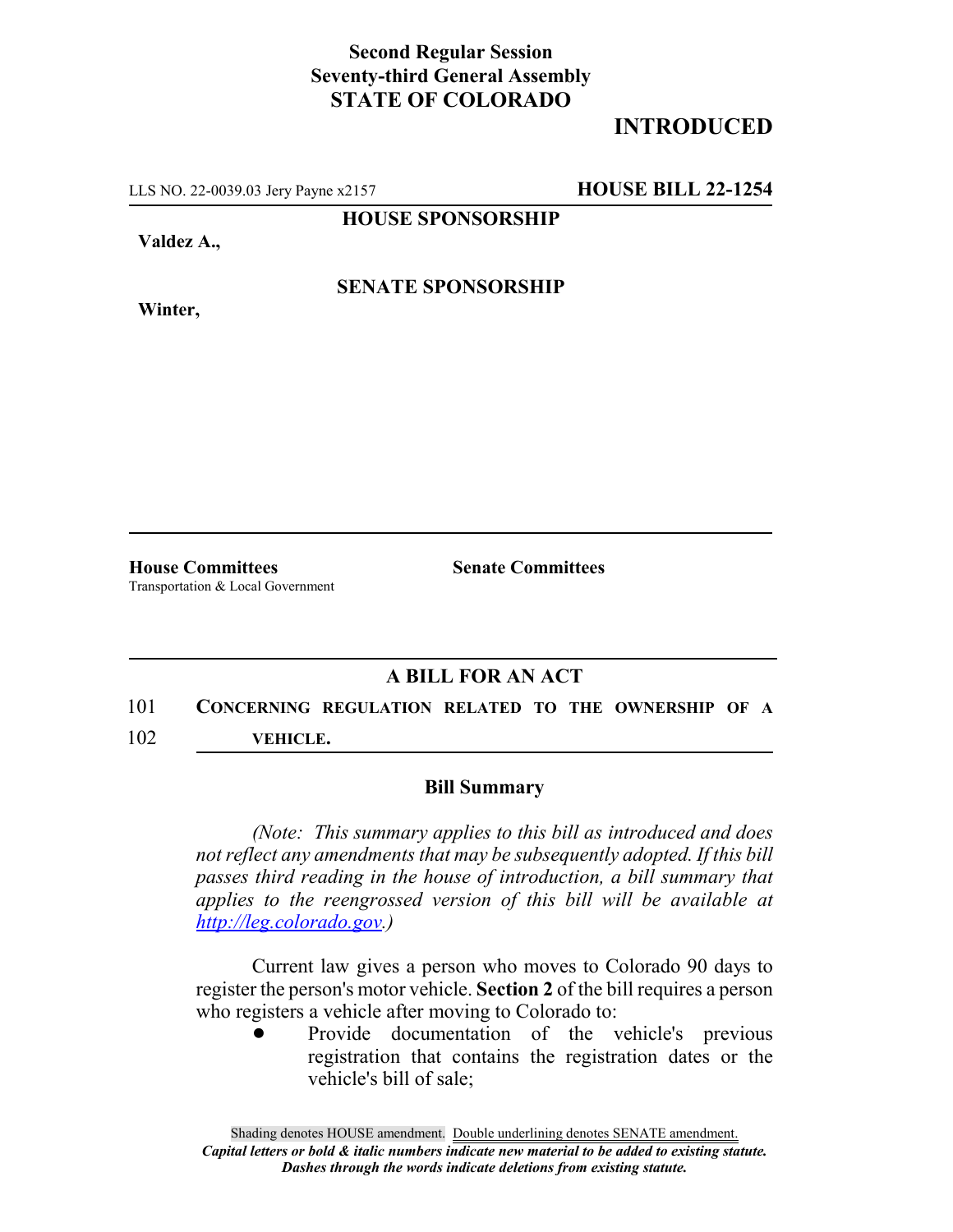**Second Regular Session**
**Seventy-third General Assembly**
**STATE OF COLORADO**

# INTRODUCED

LLS NO. 22-0039.03 Jery Payne x2157 **HOUSE BILL 22-1254**

**HOUSE SPONSORSHIP**

**Valdez A.,**

**SENATE SPONSORSHIP**

**Winter,**

**House Committees**
Transportation & Local Government

**Senate Committees**

## A BILL FOR AN ACT

101 **CONCERNING REGULATION RELATED TO THE OWNERSHIP OF A**
102 **VEHICLE.**

### Bill Summary

*(Note: This summary applies to this bill as introduced and does not reflect any amendments that may be subsequently adopted. If this bill passes third reading in the house of introduction, a bill summary that applies to the reengrossed version of this bill will be available at http://leg.colorado.gov.)*

Current law gives a person who moves to Colorado 90 days to register the person's motor vehicle. **Section 2** of the bill requires a person who registers a vehicle after moving to Colorado to:

- Provide documentation of the vehicle's previous registration that contains the registration dates or the vehicle's bill of sale;

Shading denotes HOUSE amendment. Double underlining denotes SENATE amendment.
*Capital letters or bold & italic numbers indicate new material to be added to existing statute.*
*Dashes through the words indicate deletions from existing statute.*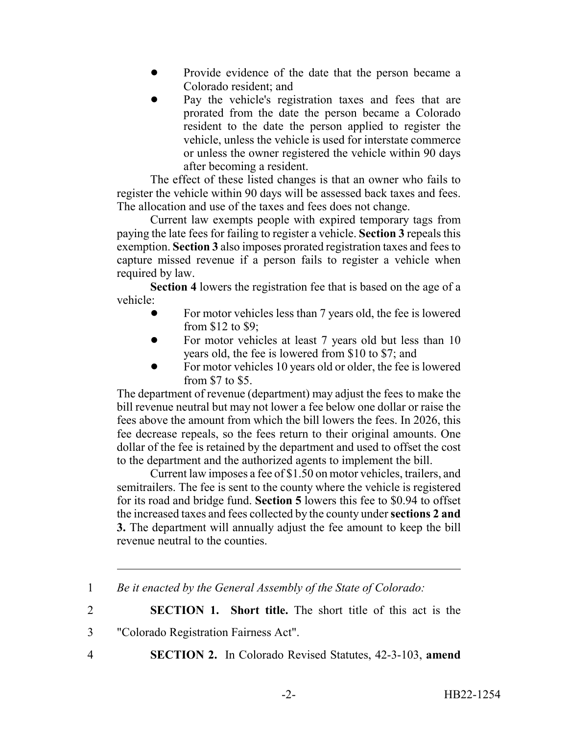- Provide evidence of the date that the person became a Colorado resident; and
- Pay the vehicle's registration taxes and fees that are prorated from the date the person became a Colorado resident to the date the person applied to register the vehicle, unless the vehicle is used for interstate commerce or unless the owner registered the vehicle within 90 days after becoming a resident.

The effect of these listed changes is that an owner who fails to register the vehicle within 90 days will be assessed back taxes and fees. The allocation and use of the taxes and fees does not change.

Current law exempts people with expired temporary tags from paying the late fees for failing to register a vehicle. **Section 3** repeals this exemption. **Section 3** also imposes prorated registration taxes and fees to capture missed revenue if a person fails to register a vehicle when required by law.

**Section 4** lowers the registration fee that is based on the age of a vehicle:

- For motor vehicles less than 7 years old, the fee is lowered from $12 to $9;
- For motor vehicles at least 7 years old but less than 10 years old, the fee is lowered from $10 to $7; and
- For motor vehicles 10 years old or older, the fee is lowered from $7 to $5.

The department of revenue (department) may adjust the fees to make the bill revenue neutral but may not lower a fee below one dollar or raise the fees above the amount from which the bill lowers the fees. In 2026, this fee decrease repeals, so the fees return to their original amounts. One dollar of the fee is retained by the department and used to offset the cost to the department and the authorized agents to implement the bill.

Current law imposes a fee of $1.50 on motor vehicles, trailers, and semitrailers. The fee is sent to the county where the vehicle is registered for its road and bridge fund. **Section 5** lowers this fee to $0.94 to offset the increased taxes and fees collected by the county under **sections 2 and 3.** The department will annually adjust the fee amount to keep the bill revenue neutral to the counties.

---

1 *Be it enacted by the General Assembly of the State of Colorado:*

2 **SECTION 1. Short title.** The short title of this act is the

3 "Colorado Registration Fairness Act".

4 **SECTION 2.** In Colorado Revised Statutes, 42-3-103, **amend**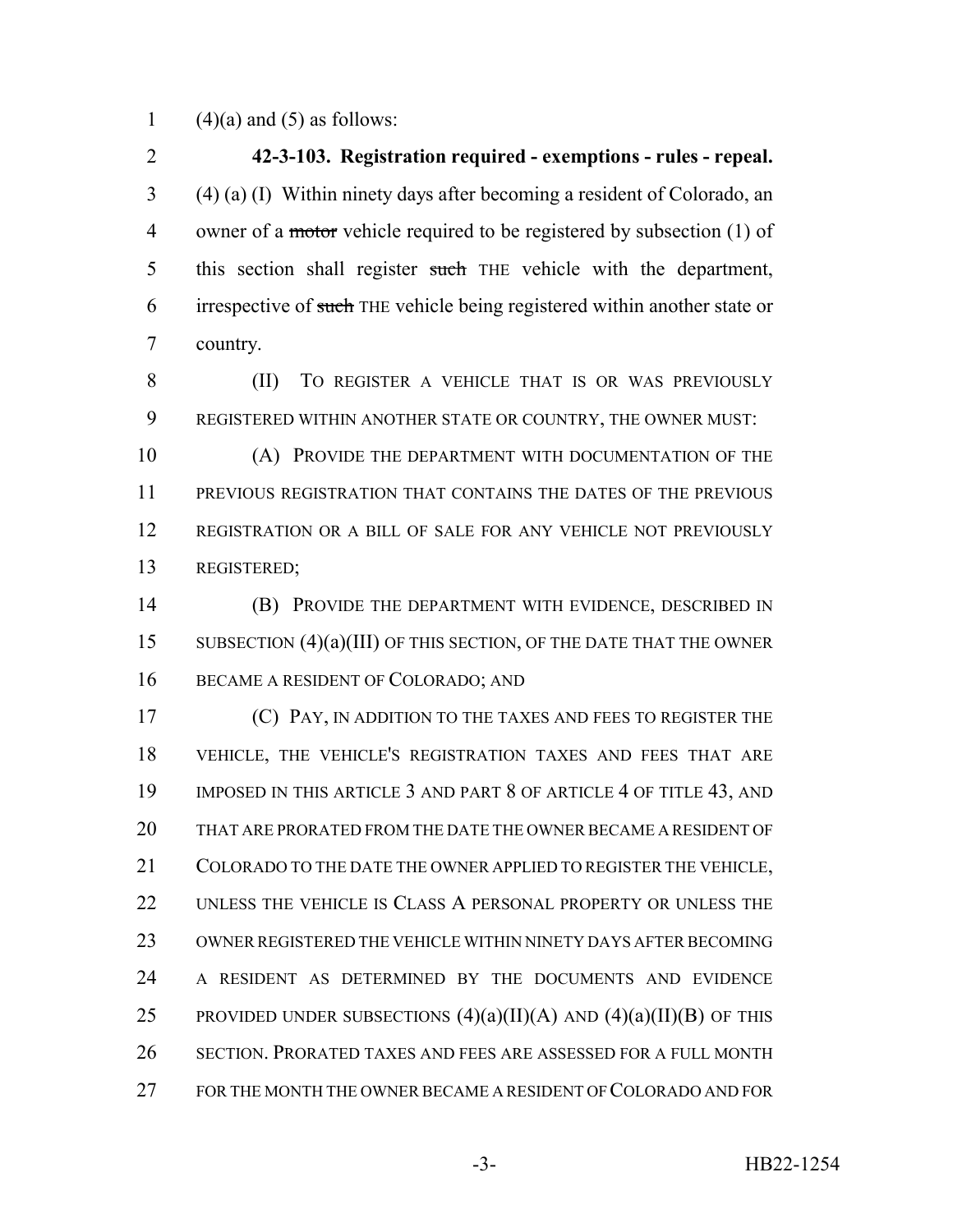(4)(a) and (5) as follows:

**42-3-103. Registration required - exemptions - rules - repeal.** (4) (a) (I) Within ninety days after becoming a resident of Colorado, an owner of a ~~motor~~ vehicle required to be registered by subsection (1) of this section shall register ~~such~~ THE vehicle with the department, irrespective of ~~such~~ THE vehicle being registered within another state or country.

(II) TO REGISTER A VEHICLE THAT IS OR WAS PREVIOUSLY REGISTERED WITHIN ANOTHER STATE OR COUNTRY, THE OWNER MUST:

(A) PROVIDE THE DEPARTMENT WITH DOCUMENTATION OF THE PREVIOUS REGISTRATION THAT CONTAINS THE DATES OF THE PREVIOUS REGISTRATION OR A BILL OF SALE FOR ANY VEHICLE NOT PREVIOUSLY REGISTERED;

(B) PROVIDE THE DEPARTMENT WITH EVIDENCE, DESCRIBED IN SUBSECTION (4)(a)(III) OF THIS SECTION, OF THE DATE THAT THE OWNER BECAME A RESIDENT OF COLORADO; AND

(C) PAY, IN ADDITION TO THE TAXES AND FEES TO REGISTER THE VEHICLE, THE VEHICLE'S REGISTRATION TAXES AND FEES THAT ARE IMPOSED IN THIS ARTICLE 3 AND PART 8 OF ARTICLE 4 OF TITLE 43, AND THAT ARE PRORATED FROM THE DATE THE OWNER BECAME A RESIDENT OF COLORADO TO THE DATE THE OWNER APPLIED TO REGISTER THE VEHICLE, UNLESS THE VEHICLE IS CLASS A PERSONAL PROPERTY OR UNLESS THE OWNER REGISTERED THE VEHICLE WITHIN NINETY DAYS AFTER BECOMING A RESIDENT AS DETERMINED BY THE DOCUMENTS AND EVIDENCE PROVIDED UNDER SUBSECTIONS (4)(a)(II)(A) AND (4)(a)(II)(B) OF THIS SECTION. PRORATED TAXES AND FEES ARE ASSESSED FOR A FULL MONTH FOR THE MONTH THE OWNER BECAME A RESIDENT OF COLORADO AND FOR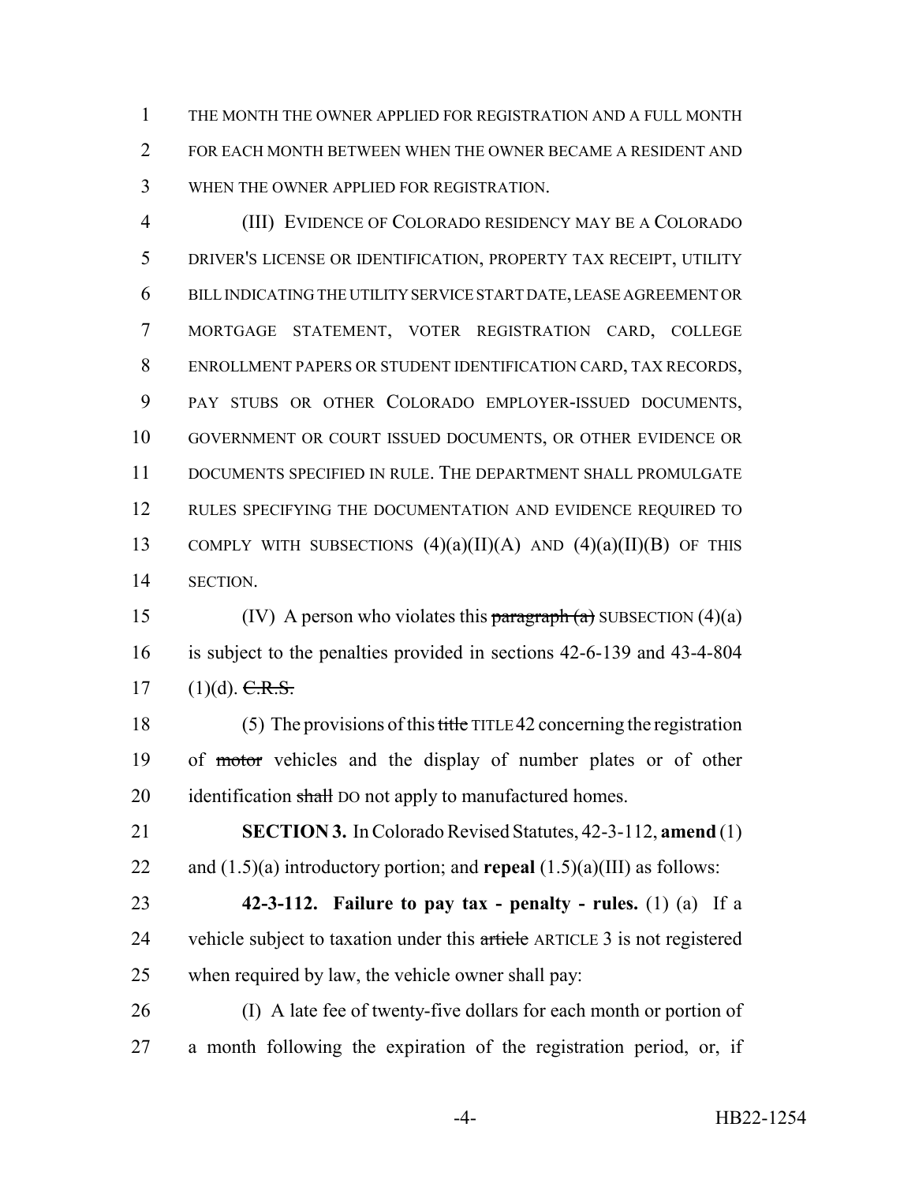THE MONTH THE OWNER APPLIED FOR REGISTRATION AND A FULL MONTH FOR EACH MONTH BETWEEN WHEN THE OWNER BECAME A RESIDENT AND WHEN THE OWNER APPLIED FOR REGISTRATION.

(III) EVIDENCE OF COLORADO RESIDENCY MAY BE A COLORADO DRIVER'S LICENSE OR IDENTIFICATION, PROPERTY TAX RECEIPT, UTILITY BILL INDICATING THE UTILITY SERVICE START DATE, LEASE AGREEMENT OR MORTGAGE STATEMENT, VOTER REGISTRATION CARD, COLLEGE ENROLLMENT PAPERS OR STUDENT IDENTIFICATION CARD, TAX RECORDS, PAY STUBS OR OTHER COLORADO EMPLOYER-ISSUED DOCUMENTS, GOVERNMENT OR COURT ISSUED DOCUMENTS, OR OTHER EVIDENCE OR DOCUMENTS SPECIFIED IN RULE. THE DEPARTMENT SHALL PROMULGATE RULES SPECIFYING THE DOCUMENTATION AND EVIDENCE REQUIRED TO COMPLY WITH SUBSECTIONS (4)(a)(II)(A) AND (4)(a)(II)(B) OF THIS SECTION.

(IV) A person who violates this ~~paragraph (a)~~ SUBSECTION (4)(a) is subject to the penalties provided in sections 42-6-139 and 43-4-804 (1)(d). ~~C.R.S.~~

(5) The provisions of this ~~title~~ TITLE 42 concerning the registration of ~~motor~~ vehicles and the display of number plates or of other identification ~~shall~~ DO not apply to manufactured homes.

**SECTION 3.** In Colorado Revised Statutes, 42-3-112, **amend** (1) and (1.5)(a) introductory portion; and **repeal** (1.5)(a)(III) as follows:

**42-3-112. Failure to pay tax - penalty - rules.** (1) (a) If a vehicle subject to taxation under this ~~article~~ ARTICLE 3 is not registered when required by law, the vehicle owner shall pay:

(I) A late fee of twenty-five dollars for each month or portion of a month following the expiration of the registration period, or, if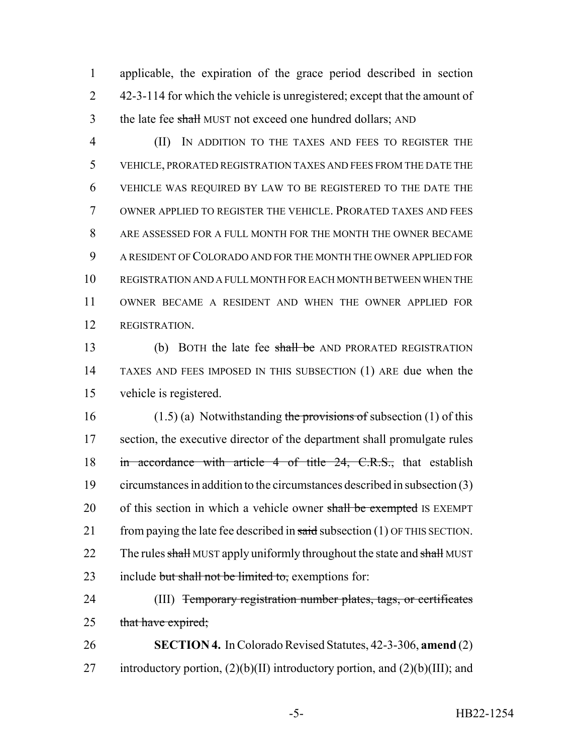applicable, the expiration of the grace period described in section 42-3-114 for which the vehicle is unregistered; except that the amount of the late fee ~~shall~~ MUST not exceed one hundred dollars; AND

(II) IN ADDITION TO THE TAXES AND FEES TO REGISTER THE VEHICLE, PRORATED REGISTRATION TAXES AND FEES FROM THE DATE THE VEHICLE WAS REQUIRED BY LAW TO BE REGISTERED TO THE DATE THE OWNER APPLIED TO REGISTER THE VEHICLE. PRORATED TAXES AND FEES ARE ASSESSED FOR A FULL MONTH FOR THE MONTH THE OWNER BECAME A RESIDENT OF COLORADO AND FOR THE MONTH THE OWNER APPLIED FOR REGISTRATION AND A FULL MONTH FOR EACH MONTH BETWEEN WHEN THE OWNER BECAME A RESIDENT AND WHEN THE OWNER APPLIED FOR REGISTRATION.

(b) BOTH the late fee ~~shall be~~ AND PRORATED REGISTRATION TAXES AND FEES IMPOSED IN THIS SUBSECTION (1) ARE due when the vehicle is registered.

(1.5) (a) Notwithstanding ~~the provisions of~~ subsection (1) of this section, the executive director of the department shall promulgate rules ~~in accordance with article 4 of title 24, C.R.S.,~~ that establish circumstances in addition to the circumstances described in subsection (3) of this section in which a vehicle owner ~~shall be exempted~~ IS EXEMPT from paying the late fee described in ~~said~~ subsection (1) OF THIS SECTION. The rules ~~shall~~ MUST apply uniformly throughout the state and ~~shall~~ MUST include ~~but shall not be limited to,~~ exemptions for:

(III) ~~Temporary registration number plates, tags, or certificates that have expired;~~

**SECTION 4.** In Colorado Revised Statutes, 42-3-306, **amend** (2) introductory portion, (2)(b)(II) introductory portion, and (2)(b)(III); and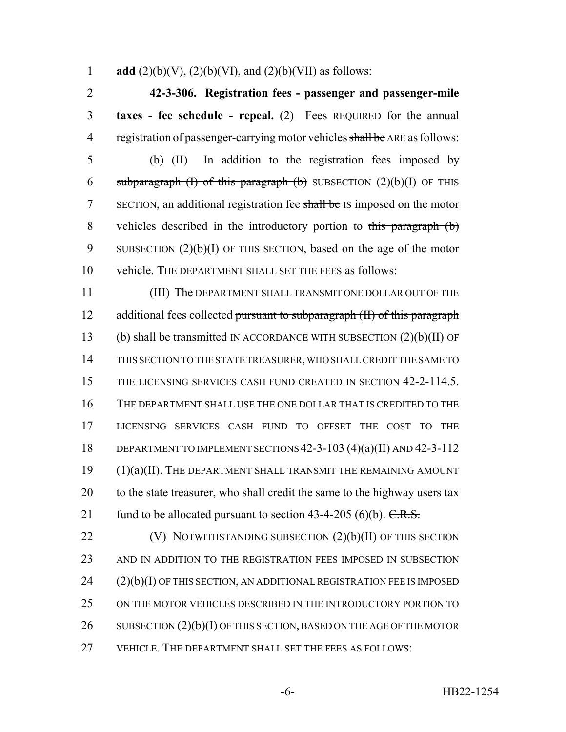1 **add** (2)(b)(V), (2)(b)(VI), and (2)(b)(VII) as follows:

2 **42-3-306. Registration fees - passenger and passenger-mile** 3 **taxes - fee schedule - repeal.** (2) Fees REQUIRED for the annual 4 registration of passenger-carrying motor vehicles ~~shall be~~ ARE as follows:

5 (b) (II) In addition to the registration fees imposed by 6 ~~subparagraph (I) of this paragraph (b)~~ SUBSECTION (2)(b)(I) OF THIS 7 SECTION, an additional registration fee ~~shall be~~ IS imposed on the motor 8 vehicles described in the introductory portion to ~~this paragraph (b)~~ 9 SUBSECTION (2)(b)(I) OF THIS SECTION, based on the age of the motor 10 vehicle. THE DEPARTMENT SHALL SET THE FEES as follows:

11 (III) The DEPARTMENT SHALL TRANSMIT ONE DOLLAR OUT OF THE 12 additional fees collected ~~pursuant to subparagraph (II) of this paragraph~~ 13 ~~(b) shall be transmitted~~ IN ACCORDANCE WITH SUBSECTION (2)(b)(II) OF 14 THIS SECTION TO THE STATE TREASURER, WHO SHALL CREDIT THE SAME TO 15 THE LICENSING SERVICES CASH FUND CREATED IN SECTION 42-2-114.5. 16 THE DEPARTMENT SHALL USE THE ONE DOLLAR THAT IS CREDITED TO THE 17 LICENSING SERVICES CASH FUND TO OFFSET THE COST TO THE 18 DEPARTMENT TO IMPLEMENT SECTIONS 42-3-103 (4)(a)(II) AND 42-3-112 19 (1)(a)(II). THE DEPARTMENT SHALL TRANSMIT THE REMAINING AMOUNT 20 to the state treasurer, who shall credit the same to the highway users tax 21 fund to be allocated pursuant to section 43-4-205 (6)(b). ~~C.R.S.~~

22 (V) NOTWITHSTANDING SUBSECTION (2)(b)(II) OF THIS SECTION 23 AND IN ADDITION TO THE REGISTRATION FEES IMPOSED IN SUBSECTION 24 (2)(b)(I) OF THIS SECTION, AN ADDITIONAL REGISTRATION FEE IS IMPOSED 25 ON THE MOTOR VEHICLES DESCRIBED IN THE INTRODUCTORY PORTION TO 26 SUBSECTION (2)(b)(I) OF THIS SECTION, BASED ON THE AGE OF THE MOTOR 27 VEHICLE. THE DEPARTMENT SHALL SET THE FEES AS FOLLOWS: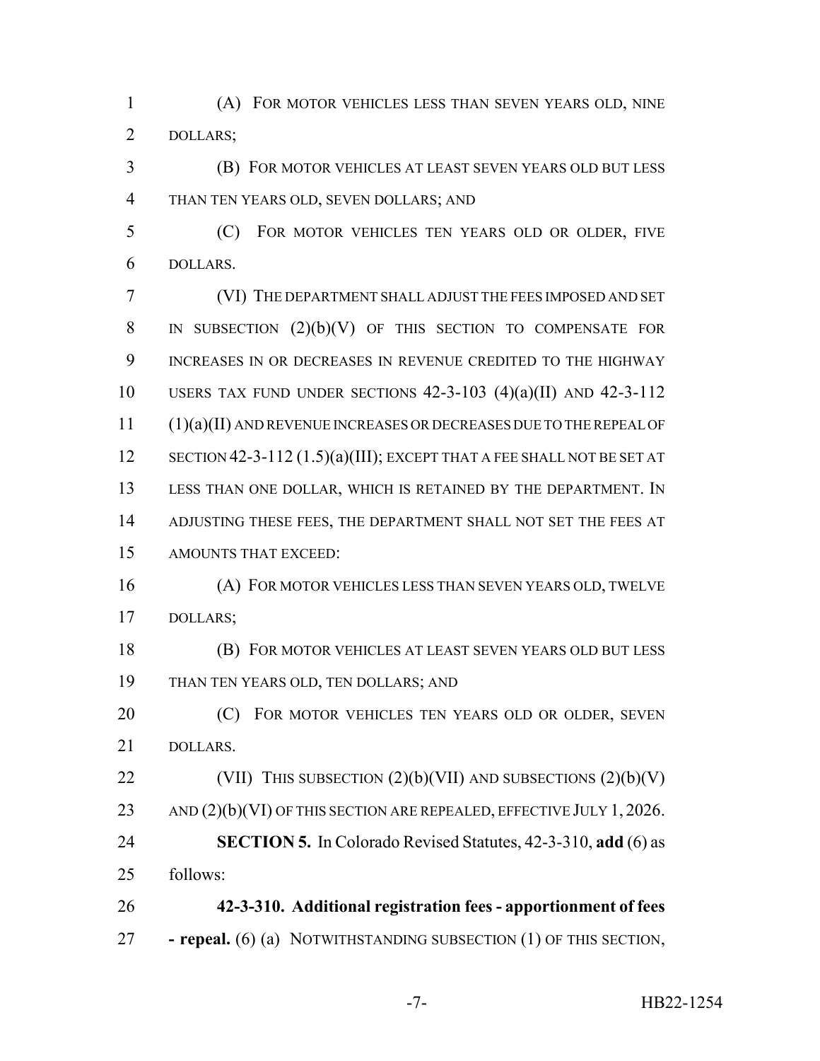(A) FOR MOTOR VEHICLES LESS THAN SEVEN YEARS OLD, NINE DOLLARS;

(B) FOR MOTOR VEHICLES AT LEAST SEVEN YEARS OLD BUT LESS THAN TEN YEARS OLD, SEVEN DOLLARS; AND

(C) FOR MOTOR VEHICLES TEN YEARS OLD OR OLDER, FIVE DOLLARS.

(VI) THE DEPARTMENT SHALL ADJUST THE FEES IMPOSED AND SET IN SUBSECTION (2)(b)(V) OF THIS SECTION TO COMPENSATE FOR INCREASES IN OR DECREASES IN REVENUE CREDITED TO THE HIGHWAY USERS TAX FUND UNDER SECTIONS 42-3-103 (4)(a)(II) AND 42-3-112 (1)(a)(II) AND REVENUE INCREASES OR DECREASES DUE TO THE REPEAL OF SECTION 42-3-112 (1.5)(a)(III); EXCEPT THAT A FEE SHALL NOT BE SET AT LESS THAN ONE DOLLAR, WHICH IS RETAINED BY THE DEPARTMENT. IN ADJUSTING THESE FEES, THE DEPARTMENT SHALL NOT SET THE FEES AT AMOUNTS THAT EXCEED:

(A) FOR MOTOR VEHICLES LESS THAN SEVEN YEARS OLD, TWELVE DOLLARS;

(B) FOR MOTOR VEHICLES AT LEAST SEVEN YEARS OLD BUT LESS THAN TEN YEARS OLD, TEN DOLLARS; AND

(C) FOR MOTOR VEHICLES TEN YEARS OLD OR OLDER, SEVEN DOLLARS.

(VII) THIS SUBSECTION (2)(b)(VII) AND SUBSECTIONS (2)(b)(V) AND (2)(b)(VI) OF THIS SECTION ARE REPEALED, EFFECTIVE JULY 1, 2026.

**SECTION 5.** In Colorado Revised Statutes, 42-3-310, **add** (6) as follows:

**42-3-310. Additional registration fees - apportionment of fees - repeal.** (6) (a) NOTWITHSTANDING SUBSECTION (1) OF THIS SECTION,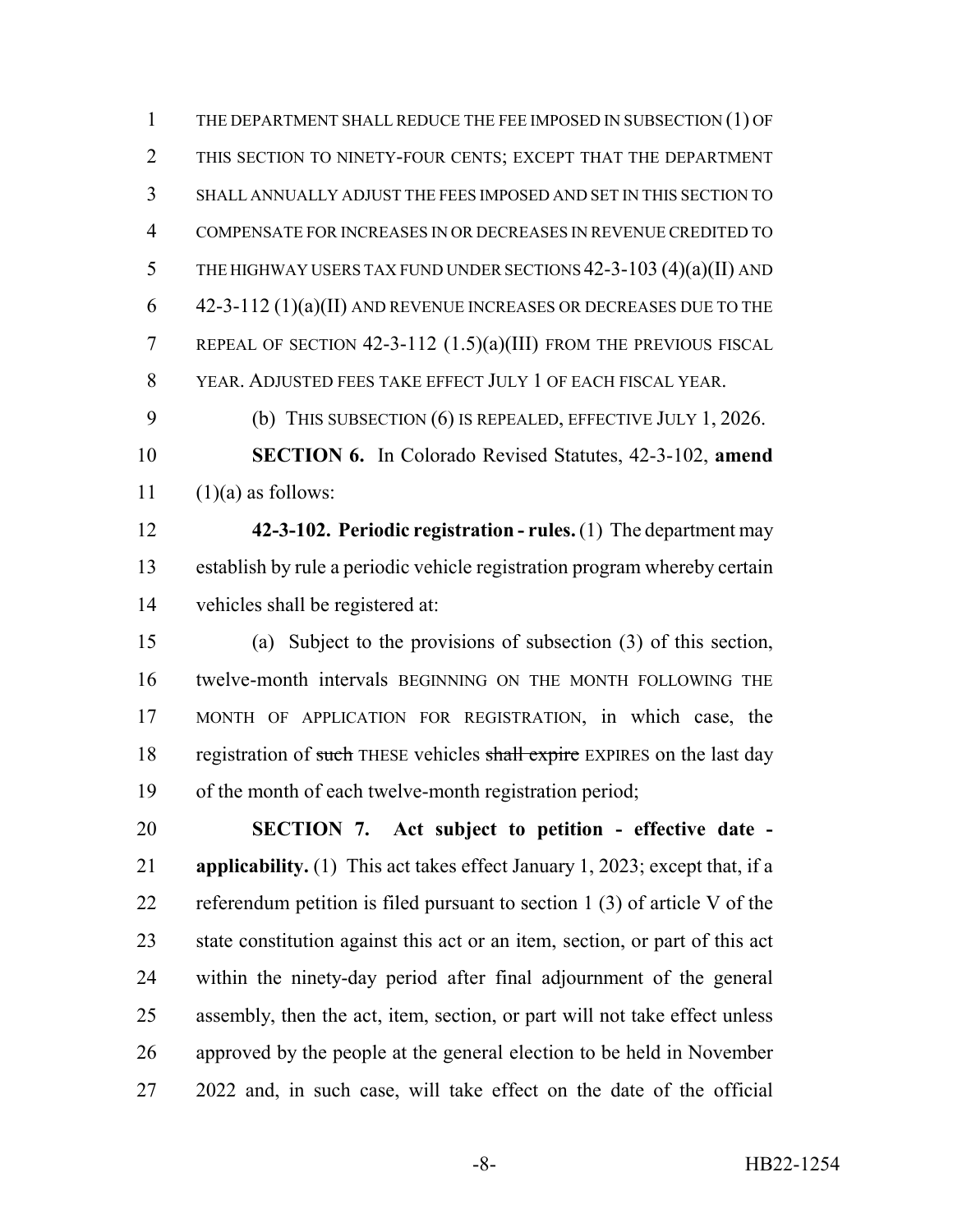THE DEPARTMENT SHALL REDUCE THE FEE IMPOSED IN SUBSECTION (1) OF THIS SECTION TO NINETY-FOUR CENTS; EXCEPT THAT THE DEPARTMENT SHALL ANNUALLY ADJUST THE FEES IMPOSED AND SET IN THIS SECTION TO COMPENSATE FOR INCREASES IN OR DECREASES IN REVENUE CREDITED TO THE HIGHWAY USERS TAX FUND UNDER SECTIONS 42-3-103 (4)(a)(II) AND 42-3-112 (1)(a)(II) AND REVENUE INCREASES OR DECREASES DUE TO THE REPEAL OF SECTION 42-3-112 (1.5)(a)(III) FROM THE PREVIOUS FISCAL YEAR. ADJUSTED FEES TAKE EFFECT JULY 1 OF EACH FISCAL YEAR.

(b) THIS SUBSECTION (6) IS REPEALED, EFFECTIVE JULY 1, 2026.

**SECTION 6.** In Colorado Revised Statutes, 42-3-102, **amend** (1)(a) as follows:

**42-3-102. Periodic registration - rules.** (1) The department may establish by rule a periodic vehicle registration program whereby certain vehicles shall be registered at:

(a) Subject to the provisions of subsection (3) of this section, twelve-month intervals BEGINNING ON THE MONTH FOLLOWING THE MONTH OF APPLICATION FOR REGISTRATION, in which case, the registration of ~~such~~ THESE vehicles ~~shall expire~~ EXPIRES on the last day of the month of each twelve-month registration period;

**SECTION 7. Act subject to petition - effective date - applicability.** (1) This act takes effect January 1, 2023; except that, if a referendum petition is filed pursuant to section 1 (3) of article V of the state constitution against this act or an item, section, or part of this act within the ninety-day period after final adjournment of the general assembly, then the act, item, section, or part will not take effect unless approved by the people at the general election to be held in November 2022 and, in such case, will take effect on the date of the official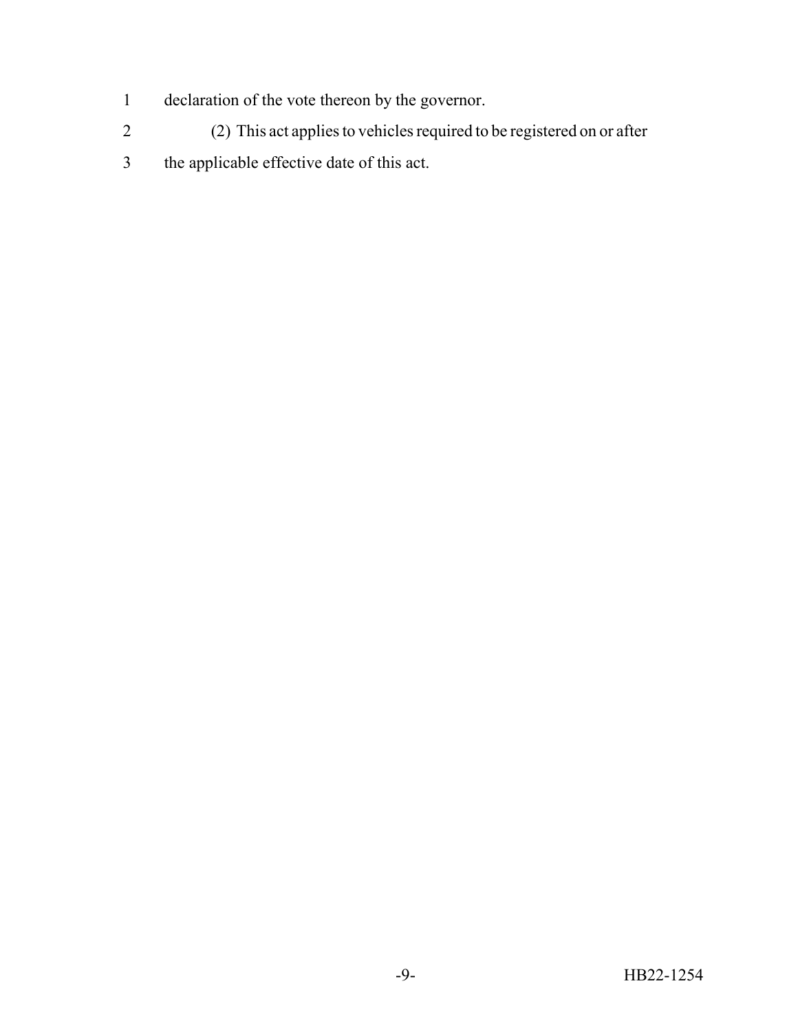declaration of the vote thereon by the governor.

(2) This act applies to vehicles required to be registered on or after the applicable effective date of this act.